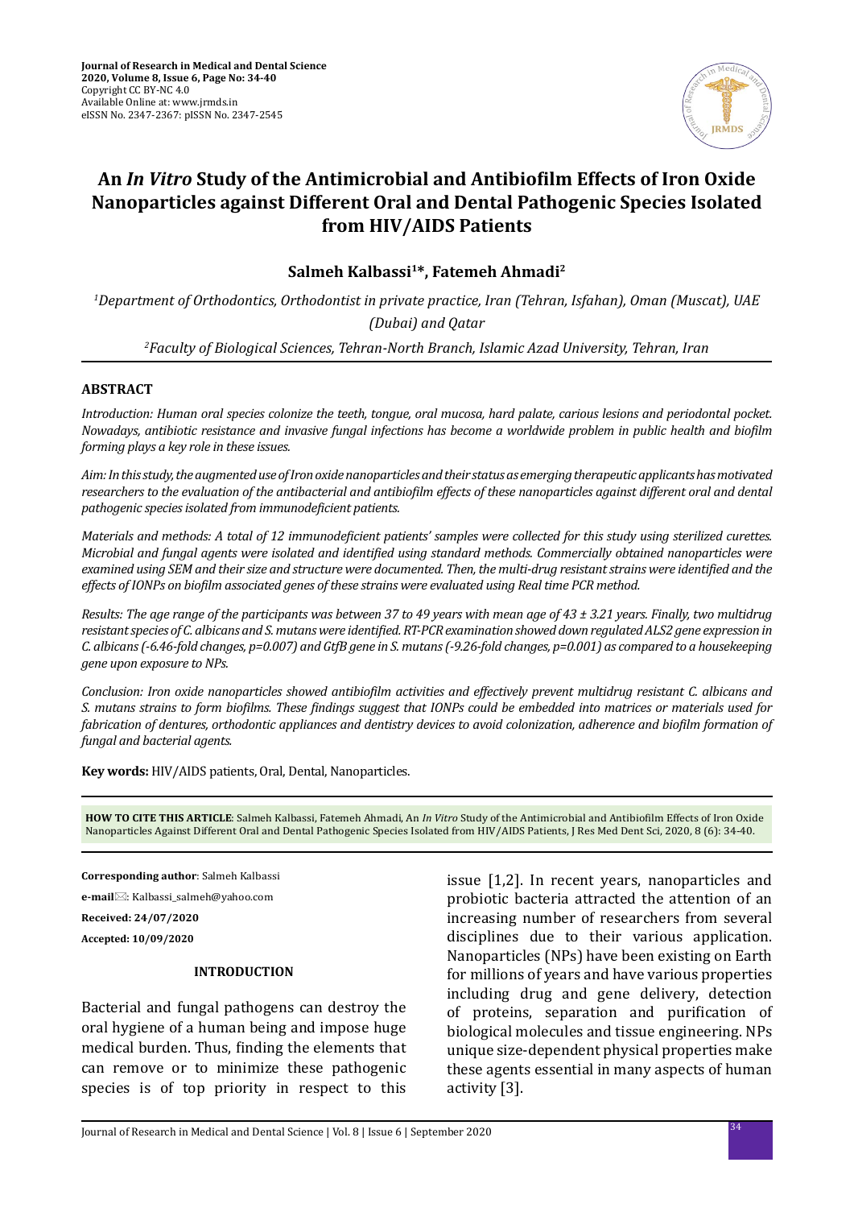# An *In Vitro* Study of the Antimicrobial and Antibiofilm Effects of Iron Oxide Nanoparticles against Different Oral and Dental Pathogenic Species Isolated from HIV/AIDS Patients

**Salmeh Kalbassi[1]*, Fatemeh Ahmadi[2]**

[1]*Department of Orthodontics, Orthodontist in private practice, Iran (Tehran, Isfahan), Oman (Muscat), UAE (Dubai) and Qatar*

[2]*Faculty of Biological Sciences, Tehran-North Branch, Islamic Azad University, Tehran, Iran*

## ABSTRACT

*Introduction: Human oral species colonize the teeth, tongue, oral mucosa, hard palate, carious lesions and periodontal pocket. Nowadays, antibiotic resistance and invasive fungal infections has become a worldwide problem in public health and biofilm forming plays a key role in these issues.*

*Aim: In this study, the augmented use of Iron oxide nanoparticles and their status as emerging therapeutic applicants has motivated researchers to the evaluation of the antibacterial and antibiofilm effects of these nanoparticles against different oral and dental pathogenic species isolated from immunodeficient patients.*

*Materials and methods: A total of 12 immunodeficient patients' samples were collected for this study using sterilized curettes. Microbial and fungal agents were isolated and identified using standard methods. Commercially obtained nanoparticles were examined using SEM and their size and structure were documented. Then, the multi-drug resistant strains were identified and the effects of IONPs on biofilm associated genes of these strains were evaluated using Real time PCR method.*

*Results: The age range of the participants was between 37 to 49 years with mean age of 43 ± 3.21 years. Finally, two multidrug resistant species of C. albicans and S. mutans were identified. RT-PCR examination showed down regulated ALS2 gene expression in C. albicans (-6.46-fold changes, p=0.007) and GtfB gene in S. mutans (-9.26-fold changes, p=0.001) as compared to a housekeeping gene upon exposure to NPs.*

*Conclusion: Iron oxide nanoparticles showed antibiofilm activities and effectively prevent multidrug resistant C. albicans and S. mutans strains to form biofilms. These findings suggest that IONPs could be embedded into matrices or materials used for fabrication of dentures, orthodontic appliances and dentistry devices to avoid colonization, adherence and biofilm formation of fungal and bacterial agents.*

**Key words:** HIV/AIDS patients, Oral, Dental, Nanoparticles.

**HOW TO CITE THIS ARTICLE**: Salmeh Kalbassi, Fatemeh Ahmadi, An *In Vitro* Study of the Antimicrobial and Antibiofilm Effects of Iron Oxide Nanoparticles Against Different Oral and Dental Pathogenic Species Isolated from HIV/AIDS Patients, J Res Med Dent Sci, 2020, 8 (6): 34-40.

**Corresponding author**: Salmeh Kalbassi

**e-mail**: Kalbassi_salmeh@yahoo.com

**Received: 24/07/2020**

**Accepted: 10/09/2020**

## INTRODUCTION

Bacterial and fungal pathogens can destroy the oral hygiene of a human being and impose huge medical burden. Thus, finding the elements that can remove or to minimize these pathogenic species is of top priority in respect to this issue [1,2]. In recent years, nanoparticles and probiotic bacteria attracted the attention of an increasing number of researchers from several disciplines due to their various application. Nanoparticles (NPs) have been existing on Earth for millions of years and have various properties including drug and gene delivery, detection of proteins, separation and purification of biological molecules and tissue engineering. NPs unique size-dependent physical properties make these agents essential in many aspects of human activity [3].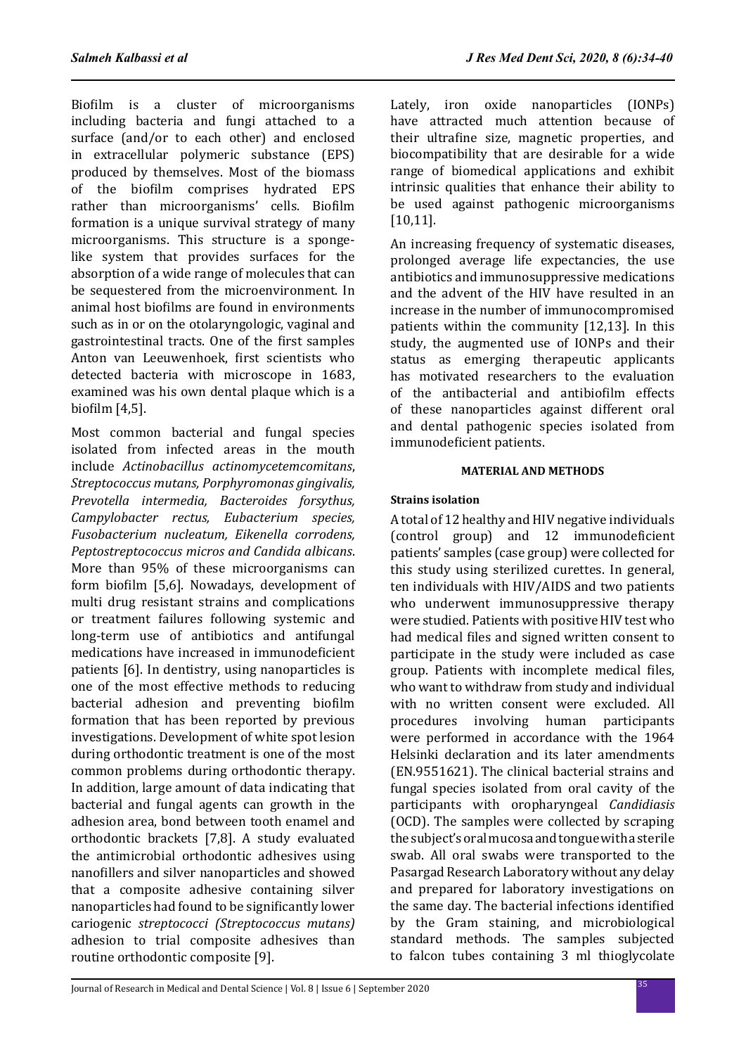Biofilm is a cluster of microorganisms including bacteria and fungi attached to a surface (and/or to each other) and enclosed in extracellular polymeric substance (EPS) produced by themselves. Most of the biomass of the biofilm comprises hydrated EPS rather than microorganisms' cells. Biofilm formation is a unique survival strategy of many microorganisms. This structure is a sponge-like system that provides surfaces for the absorption of a wide range of molecules that can be sequestered from the microenvironment. In animal host biofilms are found in environments such as in or on the otolaryngologic, vaginal and gastrointestinal tracts. One of the first samples Anton van Leeuwenhoek, first scientists who detected bacteria with microscope in 1683, examined was his own dental plaque which is a biofilm [4,5].

Most common bacterial and fungal species isolated from infected areas in the mouth include *Actinobacillus actinomycetemcomitans*, *Streptococcus mutans, Porphyromonas gingivalis, Prevotella intermedia, Bacteroides forsythus, Campylobacter rectus, Eubacterium species, Fusobacterium nucleatum, Eikenella corrodens, Peptostreptococcus micros and Candida albicans*. More than 95% of these microorganisms can form biofilm [5,6]. Nowadays, development of multi drug resistant strains and complications or treatment failures following systemic and long-term use of antibiotics and antifungal medications have increased in immunodeficient patients [6]. In dentistry, using nanoparticles is one of the most effective methods to reducing bacterial adhesion and preventing biofilm formation that has been reported by previous investigations. Development of white spot lesion during orthodontic treatment is one of the most common problems during orthodontic therapy. In addition, large amount of data indicating that bacterial and fungal agents can growth in the adhesion area, bond between tooth enamel and orthodontic brackets [7,8]. A study evaluated the antimicrobial orthodontic adhesives using nanofillers and silver nanoparticles and showed that a composite adhesive containing silver nanoparticles had found to be significantly lower cariogenic *streptococci (Streptococcus mutans)* adhesion to trial composite adhesives than routine orthodontic composite [9].

Lately, iron oxide nanoparticles (IONPs) have attracted much attention because of their ultrafine size, magnetic properties, and biocompatibility that are desirable for a wide range of biomedical applications and exhibit intrinsic qualities that enhance their ability to be used against pathogenic microorganisms [10,11].

An increasing frequency of systematic diseases, prolonged average life expectancies, the use antibiotics and immunosuppressive medications and the advent of the HIV have resulted in an increase in the number of immunocompromised patients within the community [12,13]. In this study, the augmented use of IONPs and their status as emerging therapeutic applicants has motivated researchers to the evaluation of the antibacterial and antibiofilm effects of these nanoparticles against different oral and dental pathogenic species isolated from immunodeficient patients.

## MATERIAL AND METHODS

### Strains isolation

A total of 12 healthy and HIV negative individuals (control group) and 12 immunodeficient patients' samples (case group) were collected for this study using sterilized curettes. In general, ten individuals with HIV/AIDS and two patients who underwent immunosuppressive therapy were studied. Patients with positive HIV test who had medical files and signed written consent to participate in the study were included as case group. Patients with incomplete medical files, who want to withdraw from study and individual with no written consent were excluded. All procedures involving human participants were performed in accordance with the 1964 Helsinki declaration and its later amendments (EN.9551621). The clinical bacterial strains and fungal species isolated from oral cavity of the participants with oropharyngeal *Candidiasis* (OCD). The samples were collected by scraping the subject's oral mucosa and tongue with a sterile swab. All oral swabs were transported to the Pasargad Research Laboratory without any delay and prepared for laboratory investigations on the same day. The bacterial infections identified by the Gram staining, and microbiological standard methods. The samples subjected to falcon tubes containing 3 ml thioglycolate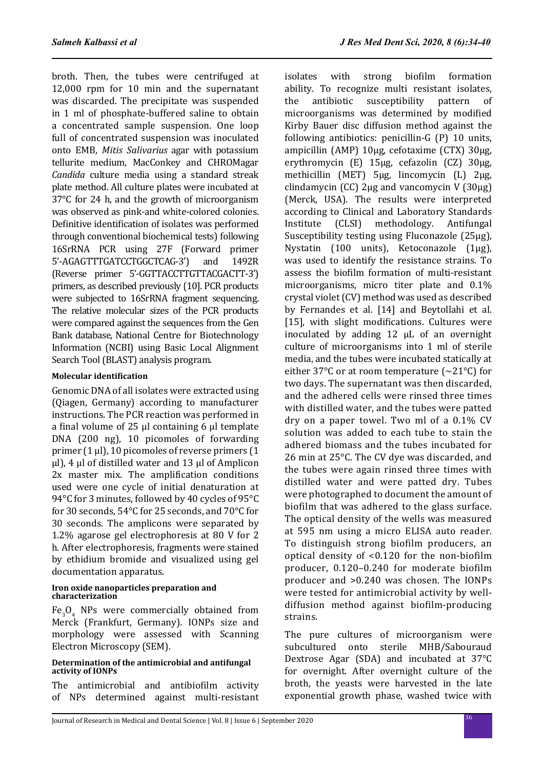broth. Then, the tubes were centrifuged at 12,000 rpm for 10 min and the supernatant was discarded. The precipitate was suspended in 1 ml of phosphate-buffered saline to obtain a concentrated sample suspension. One loop full of concentrated suspension was inoculated onto EMB, *Mitis Salivarius* agar with potassium tellurite medium, MacConkey and CHROMagar *Candida* culture media using a standard streak plate method. All culture plates were incubated at 37°C for 24 h, and the growth of microorganism was observed as pink-and white-colored colonies. Definitive identification of isolates was performed through conventional biochemical tests) following 16SrRNA PCR using 27F (Forward primer 5'-AGAGTTTGATCCTGGCTCAG-3') and 1492R (Reverse primer 5'-GGTTACCTTGTTACGACTT-3') primers, as described previously [10]. PCR products were subjected to 16SrRNA fragment sequencing. The relative molecular sizes of the PCR products were compared against the sequences from the Gen Bank database, National Centre for Biotechnology Information (NCBI) using Basic Local Alignment Search Tool (BLAST) analysis program.

**Molecular identification**

Genomic DNA of all isolates were extracted using (Qiagen, Germany) according to manufacturer instructions. The PCR reaction was performed in a final volume of 25 µl containing 6 µl template DNA (200 ng), 10 picomoles of forwarding primer (1 µl), 10 picomoles of reverse primers (1 µl), 4 µl of distilled water and 13 µl of Amplicon 2x master mix. The amplification conditions used were one cycle of initial denaturation at 94°C for 3 minutes, followed by 40 cycles of 95°C for 30 seconds, 54°C for 25 seconds, and 70°C for 30 seconds. The amplicons were separated by 1.2% agarose gel electrophoresis at 80 V for 2 h. After electrophoresis, fragments were stained by ethidium bromide and visualized using gel documentation apparatus.

#### Iron oxide nanoparticles preparation and characterization

$Fe_3O_4$ NPs were commercially obtained from Merck (Frankfurt, Germany). IONPs size and morphology were assessed with Scanning Electron Microscopy (SEM).

#### Determination of the antimicrobial and antifungal activity of IONPs

The antimicrobial and antibiofilm activity of NPs determined against multi-resistant isolates with strong biofilm formation ability. To recognize multi resistant isolates, the antibiotic susceptibility pattern of microorganisms was determined by modified Kirby Bauer disc diffusion method against the following antibiotics: penicillin-G (P) 10 units, ampicillin (AMP) 10µg, cefotaxime (CTX) 30µg, erythromycin (E) 15µg, cefazolin (CZ) 30µg, methicillin (MET) 5µg, lincomycin (L) 2µg, clindamycin (CC) 2µg and vancomycin V (30µg) (Merck, USA). The results were interpreted according to Clinical and Laboratory Standards Institute (CLSI) methodology. Antifungal Susceptibility testing using Fluconazole (25µg), Nystatin (100 units), Ketoconazole (1µg), was used to identify the resistance strains. To assess the biofilm formation of multi-resistant microorganisms, micro titer plate and 0.1% crystal violet (CV) method was used as described by Fernandes et al. [14] and Beytollahi et al. [15], with slight modifications. Cultures were inoculated by adding 12 µL of an overnight culture of microorganisms into 1 ml of sterile media, and the tubes were incubated statically at either 37°C or at room temperature (~21°C) for two days. The supernatant was then discarded, and the adhered cells were rinsed three times with distilled water, and the tubes were patted dry on a paper towel. Two ml of a 0.1% CV solution was added to each tube to stain the adhered biomass and the tubes incubated for 26 min at 25°C. The CV dye was discarded, and the tubes were again rinsed three times with distilled water and were patted dry. Tubes were photographed to document the amount of biofilm that was adhered to the glass surface. The optical density of the wells was measured at 595 nm using a micro ELISA auto reader. To distinguish strong biofilm producers, an optical density of <0.120 for the non-biofilm producer, 0.120–0.240 for moderate biofilm producer and >0.240 was chosen. The IONPs were tested for antimicrobial activity by well-diffusion method against biofilm-producing strains.

The pure cultures of microorganism were subcultured onto sterile MHB/Sabouraud Dextrose Agar (SDA) and incubated at 37°C for overnight. After overnight culture of the broth, the yeasts were harvested in the late exponential growth phase, washed twice with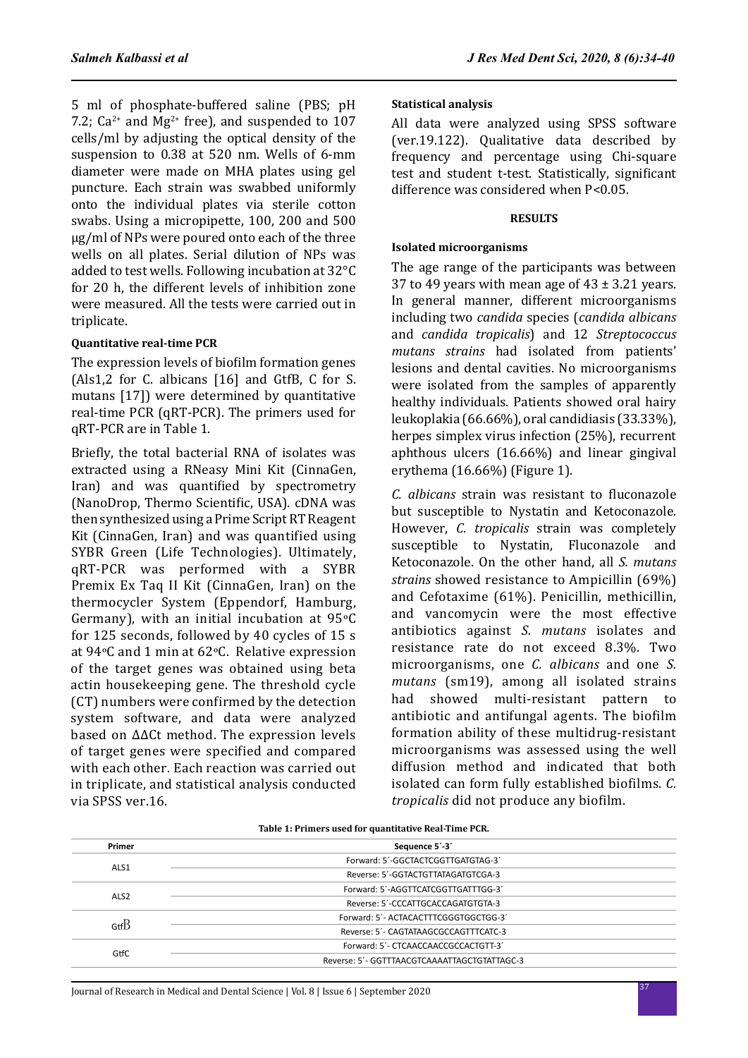5 ml of phosphate-buffered saline (PBS; pH 7.2; $Ca^{2+}$ and $Mg^{2+}$ free), and suspended to 107 cells/ml by adjusting the optical density of the suspension to 0.38 at 520 nm. Wells of 6-mm diameter were made on MHA plates using gel puncture. Each strain was swabbed uniformly onto the individual plates via sterile cotton swabs. Using a micropipette, 100, 200 and 500 µg/ml of NPs were poured onto each of the three wells on all plates. Serial dilution of NPs was added to test wells. Following incubation at 32°C for 20 h, the different levels of inhibition zone were measured. All the tests were carried out in triplicate.

**Quantitative real-time PCR**

The expression levels of biofilm formation genes (Als1,2 for C. albicans [16] and GtfB, C for S. mutans [17]) were determined by quantitative real-time PCR (qRT-PCR). The primers used for qRT-PCR are in Table 1.

Briefly, the total bacterial RNA of isolates was extracted using a RNeasy Mini Kit (CinnaGen, Iran) and was quantified by spectrometry (NanoDrop, Thermo Scientific, USA). cDNA was then synthesized using a Prime Script RT Reagent Kit (CinnaGen, Iran) and was quantified using SYBR Green (Life Technologies). Ultimately, qRT-PCR was performed with a SYBR Premix Ex Taq II Kit (CinnaGen, Iran) on the thermocycler System (Eppendorf, Hamburg, Germany), with an initial incubation at 95ºC for 125 seconds, followed by 40 cycles of 15 s at 94ºC and 1 min at 62ºC. Relative expression of the target genes was obtained using beta actin housekeeping gene. The threshold cycle (CT) numbers were confirmed by the detection system software, and data were analyzed based on ΔΔCt method. The expression levels of target genes were specified and compared with each other. Each reaction was carried out in triplicate, and statistical analysis conducted via SPSS ver.16.

**Statistical analysis**

All data were analyzed using SPSS software (ver.19.122). Qualitative data described by frequency and percentage using Chi-square test and student t-test. Statistically, significant difference was considered when $P<0.05$.

## RESULTS

**Isolated microorganisms**

The age range of the participants was between 37 to 49 years with mean age of 43 ± 3.21 years. In general manner, different microorganisms including two *candida* species (*candida albicans* and *candida tropicalis*) and 12 *Streptococcus mutans strains* had isolated from patients' lesions and dental cavities. No microorganisms were isolated from the samples of apparently healthy individuals. Patients showed oral hairy leukoplakia (66.66%), oral candidiasis (33.33%), herpes simplex virus infection (25%), recurrent aphthous ulcers (16.66%) and linear gingival erythema (16.66%) (Figure 1).

*C. albicans* strain was resistant to fluconazole but susceptible to Nystatin and Ketoconazole. However, *C. tropicalis* strain was completely susceptible to Nystatin, Fluconazole and Ketoconazole. On the other hand, all *S. mutans strains* showed resistance to Ampicillin (69%) and Cefotaxime (61%). Penicillin, methicillin, and vancomycin were the most effective antibiotics against *S. mutans* isolates and resistance rate do not exceed 8.3%. Two microorganisms, one *C. albicans* and one *S. mutans* (sm19), among all isolated strains had showed multi-resistant pattern to antibiotic and antifungal agents. The biofilm formation ability of these multidrug-resistant microorganisms was assessed using the well diffusion method and indicated that both isolated can form fully established biofilms. *C. tropicalis* did not produce any biofilm.

**Table 1: Primers used for quantitative Real-Time PCR.**

| Primer | Sequence 5´-3´ |
|---|---|
| ALS1 | Forward: 5´-GGCTACTCGGTTGATGTAG-3´ |
| | Reverse: 5´-GGTACTGTTATAGATGTCGA-3 |
| ALS2 | Forward: 5´-AGGTTCATCGGTTGATTTGG-3´ |
| | Reverse: 5´-CCCATTGCACCAGATGTGTA-3 |
| GtfB | Forward: 5´- ACTACACTTTCGGGTGGCTGG-3´ |
| | Reverse: 5´- CAGTATAAGCGCCAGTTTCATC-3 |
| GtfC | Forward: 5´- CTCAACCAACCGCCACTGTT-3´ |
| | Reverse: 5´- GGTTTAACGTCAAAATTAGCTGTATTAGC-3 |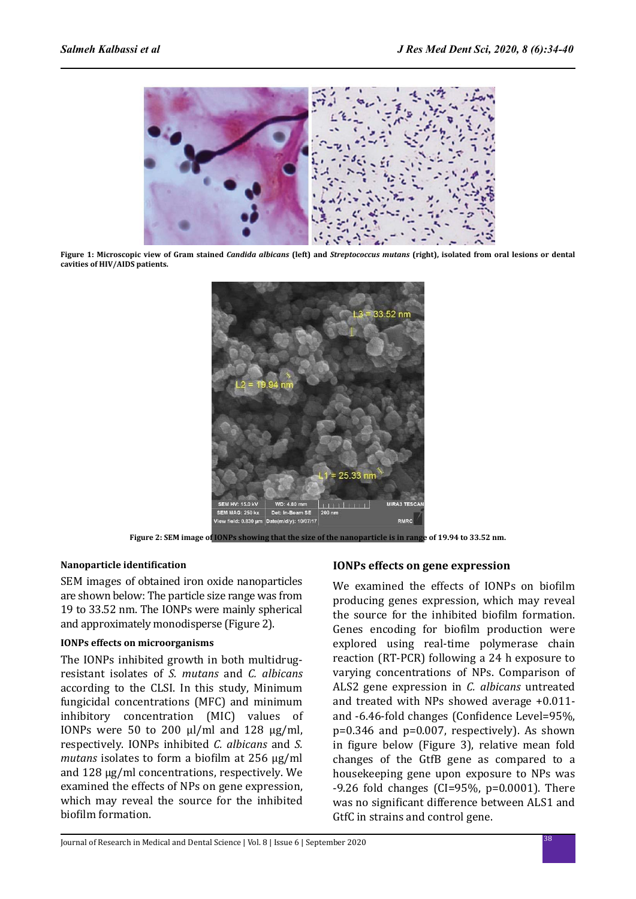Figure 1: Microscopic view of Gram stained *Candida albicans* (left) and *Streptococcus mutans* (right), isolated from oral lesions or dental cavities of HIV/AIDS patients.

Figure 2: SEM image of IONPs showing that the size of the nanoparticle is in range of 19.94 to 33.52 nm.

#### Nanoparticle identification

SEM images of obtained iron oxide nanoparticles are shown below: The particle size range was from 19 to 33.52 nm. The IONPs were mainly spherical and approximately monodisperse (Figure 2).

#### IONPs effects on microorganisms

The IONPs inhibited growth in both multidrug-resistant isolates of *S. mutans* and *C. albicans* according to the CLSI. In this study, Minimum fungicidal concentrations (MFC) and minimum inhibitory concentration (MIC) values of IONPs were 50 to 200 µl/ml and 128 µg/ml, respectively. IONPs inhibited *C. albicans* and *S. mutans* isolates to form a biofilm at 256 µg/ml and 128 µg/ml concentrations, respectively. We examined the effects of NPs on gene expression, which may reveal the source for the inhibited biofilm formation.

### IONPs effects on gene expression

We examined the effects of IONPs on biofilm producing genes expression, which may reveal the source for the inhibited biofilm formation. Genes encoding for biofilm production were explored using real-time polymerase chain reaction (RT-PCR) following a 24 h exposure to varying concentrations of NPs. Comparison of ALS2 gene expression in *C. albicans* untreated and treated with NPs showed average +0.011- and -6.46-fold changes (Confidence Level=95%, p=0.346 and p=0.007, respectively). As shown in figure below (Figure 3), relative mean fold changes of the GtfB gene as compared to a housekeeping gene upon exposure to NPs was -9.26 fold changes (CI=95%, p=0.0001). There was no significant difference between ALS1 and GtfC in strains and control gene.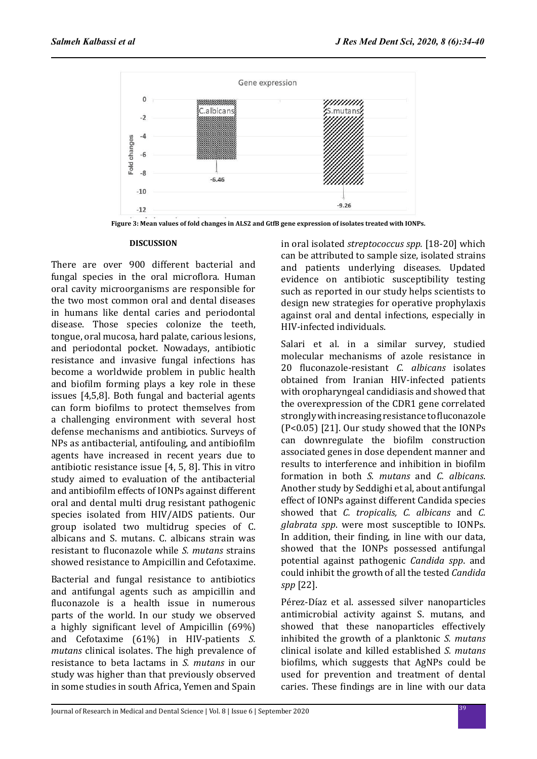Figure 3: Mean values of fold changes in ALS2 and GtfB gene expression of isolates treated with IONPs.

## DISCUSSION

There are over 900 different bacterial and fungal species in the oral microflora. Human oral cavity microorganisms are responsible for the two most common oral and dental diseases in humans like dental caries and periodontal disease. Those species colonize the teeth, tongue, oral mucosa, hard palate, carious lesions, and periodontal pocket. Nowadays, antibiotic resistance and invasive fungal infections has become a worldwide problem in public health and biofilm forming plays a key role in these issues [4,5,8]. Both fungal and bacterial agents can form biofilms to protect themselves from a challenging environment with several host defense mechanisms and antibiotics. Surveys of NPs as antibacterial, antifouling, and antibiofilm agents have increased in recent years due to antibiotic resistance issue [4, 5, 8]. This in vitro study aimed to evaluation of the antibacterial and antibiofilm effects of IONPs against different oral and dental multi drug resistant pathogenic species isolated from HIV/AIDS patients. Our group isolated two multidrug species of C. albicans and S. mutans. C. albicans strain was resistant to fluconazole while *S. mutans* strains showed resistance to Ampicillin and Cefotaxime.

Bacterial and fungal resistance to antibiotics and antifungal agents such as ampicillin and fluconazole is a health issue in numerous parts of the world. In our study we observed a highly significant level of Ampicillin (69%) and Cefotaxime (61%) in HIV-patients *S. mutans* clinical isolates. The high prevalence of resistance to beta lactams in *S. mutans* in our study was higher than that previously observed in some studies in south Africa, Yemen and Spain in oral isolated *streptococcus spp.* [18-20] which can be attributed to sample size, isolated strains and patients underlying diseases. Updated evidence on antibiotic susceptibility testing such as reported in our study helps scientists to design new strategies for operative prophylaxis against oral and dental infections, especially in HIV-infected individuals.

Salari et al. in a similar survey, studied molecular mechanisms of azole resistance in 20 fluconazole-resistant *C. albicans* isolates obtained from Iranian HIV-infected patients with oropharyngeal candidiasis and showed that the overexpression of the CDR1 gene correlated strongly with increasing resistance to fluconazole ($P<0.05$) [21]. Our study showed that the IONPs can downregulate the biofilm construction associated genes in dose dependent manner and results to interference and inhibition in biofilm formation in both *S. mutans* and *C. albicans*. Another study by Seddighi et al, about antifungal effect of IONPs against different Candida species showed that *C. tropicalis, C. albicans* and *C. glabrata spp*. were most susceptible to IONPs. In addition, their finding, in line with our data, showed that the IONPs possessed antifungal potential against pathogenic *Candida spp*. and could inhibit the growth of all the tested *Candida spp* [22].

Pérez-Díaz et al. assessed silver nanoparticles antimicrobial activity against S. mutans, and showed that these nanoparticles effectively inhibited the growth of a planktonic *S. mutans* clinical isolate and killed established *S. mutans* biofilms, which suggests that AgNPs could be used for prevention and treatment of dental caries. These findings are in line with our data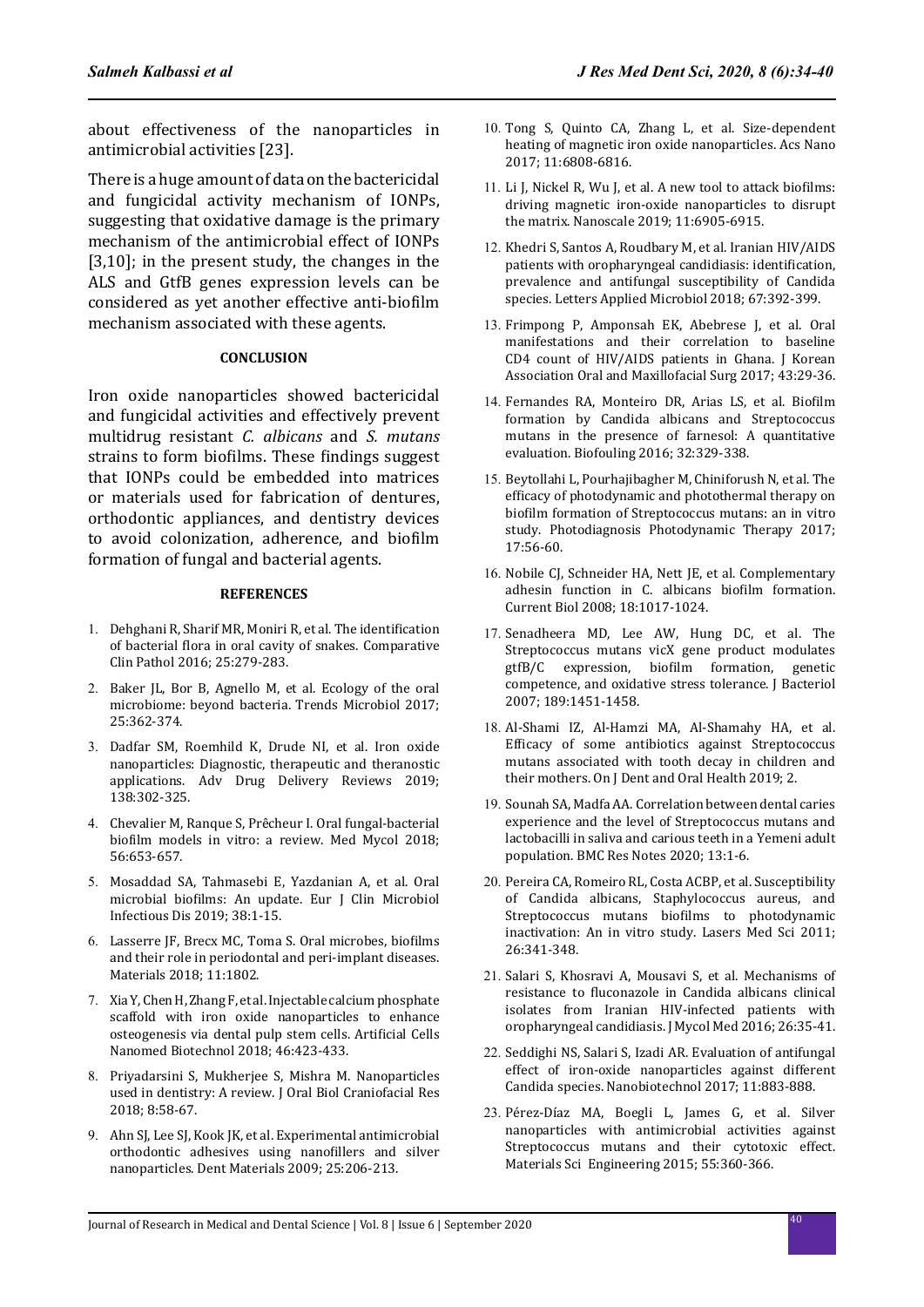about effectiveness of the nanoparticles in antimicrobial activities [23].

There is a huge amount of data on the bactericidal and fungicidal activity mechanism of IONPs, suggesting that oxidative damage is the primary mechanism of the antimicrobial effect of IONPs [3,10]; in the present study, the changes in the ALS and GtfB genes expression levels can be considered as yet another effective anti-biofilm mechanism associated with these agents.

## CONCLUSION

Iron oxide nanoparticles showed bactericidal and fungicidal activities and effectively prevent multidrug resistant *C. albicans* and *S. mutans* strains to form biofilms. These findings suggest that IONPs could be embedded into matrices or materials used for fabrication of dentures, orthodontic appliances, and dentistry devices to avoid colonization, adherence, and biofilm formation of fungal and bacterial agents.

## REFERENCES

1. Dehghani R, Sharif MR, Moniri R, et al. The identification of bacterial flora in oral cavity of snakes. Comparative Clin Pathol 2016; 25:279-283.
2. Baker JL, Bor B, Agnello M, et al. Ecology of the oral microbiome: beyond bacteria. Trends Microbiol 2017; 25:362-374.
3. Dadfar SM, Roemhild K, Drude NI, et al. Iron oxide nanoparticles: Diagnostic, therapeutic and theranostic applications. Adv Drug Delivery Reviews 2019; 138:302-325.
4. Chevalier M, Ranque S, Prêcheur I. Oral fungal-bacterial biofilm models in vitro: a review. Med Mycol 2018; 56:653-657.
5. Mosaddad SA, Tahmasebi E, Yazdanian A, et al. Oral microbial biofilms: An update. Eur J Clin Microbiol Infectious Dis 2019; 38:1-15.
6. Lasserre JF, Brecx MC, Toma S. Oral microbes, biofilms and their role in periodontal and peri-implant diseases. Materials 2018; 11:1802.
7. Xia Y, Chen H, Zhang F, et al. Injectable calcium phosphate scaffold with iron oxide nanoparticles to enhance osteogenesis via dental pulp stem cells. Artificial Cells Nanomed Biotechnol 2018; 46:423-433.
8. Priyadarsini S, Mukherjee S, Mishra M. Nanoparticles used in dentistry: A review. J Oral Biol Craniofacial Res 2018; 8:58-67.
9. Ahn SJ, Lee SJ, Kook JK, et al. Experimental antimicrobial orthodontic adhesives using nanofillers and silver nanoparticles. Dent Materials 2009; 25:206-213.
10. Tong S, Quinto CA, Zhang L, et al. Size-dependent heating of magnetic iron oxide nanoparticles. Acs Nano 2017; 11:6808-6816.
11. Li J, Nickel R, Wu J, et al. A new tool to attack biofilms: driving magnetic iron-oxide nanoparticles to disrupt the matrix. Nanoscale 2019; 11:6905-6915.
12. Khedri S, Santos A, Roudbary M, et al. Iranian HIV/AIDS patients with oropharyngeal candidiasis: identification, prevalence and antifungal susceptibility of Candida species. Letters Applied Microbiol 2018; 67:392-399.
13. Frimpong P, Amponsah EK, Abebrese J, et al. Oral manifestations and their correlation to baseline CD4 count of HIV/AIDS patients in Ghana. J Korean Association Oral and Maxillofacial Surg 2017; 43:29-36.
14. Fernandes RA, Monteiro DR, Arias LS, et al. Biofilm formation by Candida albicans and Streptococcus mutans in the presence of farnesol: A quantitative evaluation. Biofouling 2016; 32:329-338.
15. Beytollahi L, Pourhajibagher M, Chiniforush N, et al. The efficacy of photodynamic and photothermal therapy on biofilm formation of Streptococcus mutans: an in vitro study. Photodiagnosis Photodynamic Therapy 2017; 17:56-60.
16. Nobile CJ, Schneider HA, Nett JE, et al. Complementary adhesin function in C. albicans biofilm formation. Current Biol 2008; 18:1017-1024.
17. Senadheera MD, Lee AW, Hung DC, et al. The Streptococcus mutans vicX gene product modulates gtfB/C expression, biofilm formation, genetic competence, and oxidative stress tolerance. J Bacteriol 2007; 189:1451-1458.
18. Al-Shami IZ, Al-Hamzi MA, Al-Shamahy HA, et al. Efficacy of some antibiotics against Streptococcus mutans associated with tooth decay in children and their mothers. On J Dent and Oral Health 2019; 2.
19. Sounah SA, Madfa AA. Correlation between dental caries experience and the level of Streptococcus mutans and lactobacilli in saliva and carious teeth in a Yemeni adult population. BMC Res Notes 2020; 13:1-6.
20. Pereira CA, Romeiro RL, Costa ACBP, et al. Susceptibility of Candida albicans, Staphylococcus aureus, and Streptococcus mutans biofilms to photodynamic inactivation: An in vitro study. Lasers Med Sci 2011; 26:341-348.
21. Salari S, Khosravi A, Mousavi S, et al. Mechanisms of resistance to fluconazole in Candida albicans clinical isolates from Iranian HIV-infected patients with oropharyngeal candidiasis. J Mycol Med 2016; 26:35-41.
22. Seddighi NS, Salari S, Izadi AR. Evaluation of antifungal effect of iron-oxide nanoparticles against different Candida species. Nanobiotechnol 2017; 11:883-888.
23. Pérez-Díaz MA, Boegli L, James G, et al. Silver nanoparticles with antimicrobial activities against Streptococcus mutans and their cytotoxic effect. Materials Sci Engineering 2015; 55:360-366.